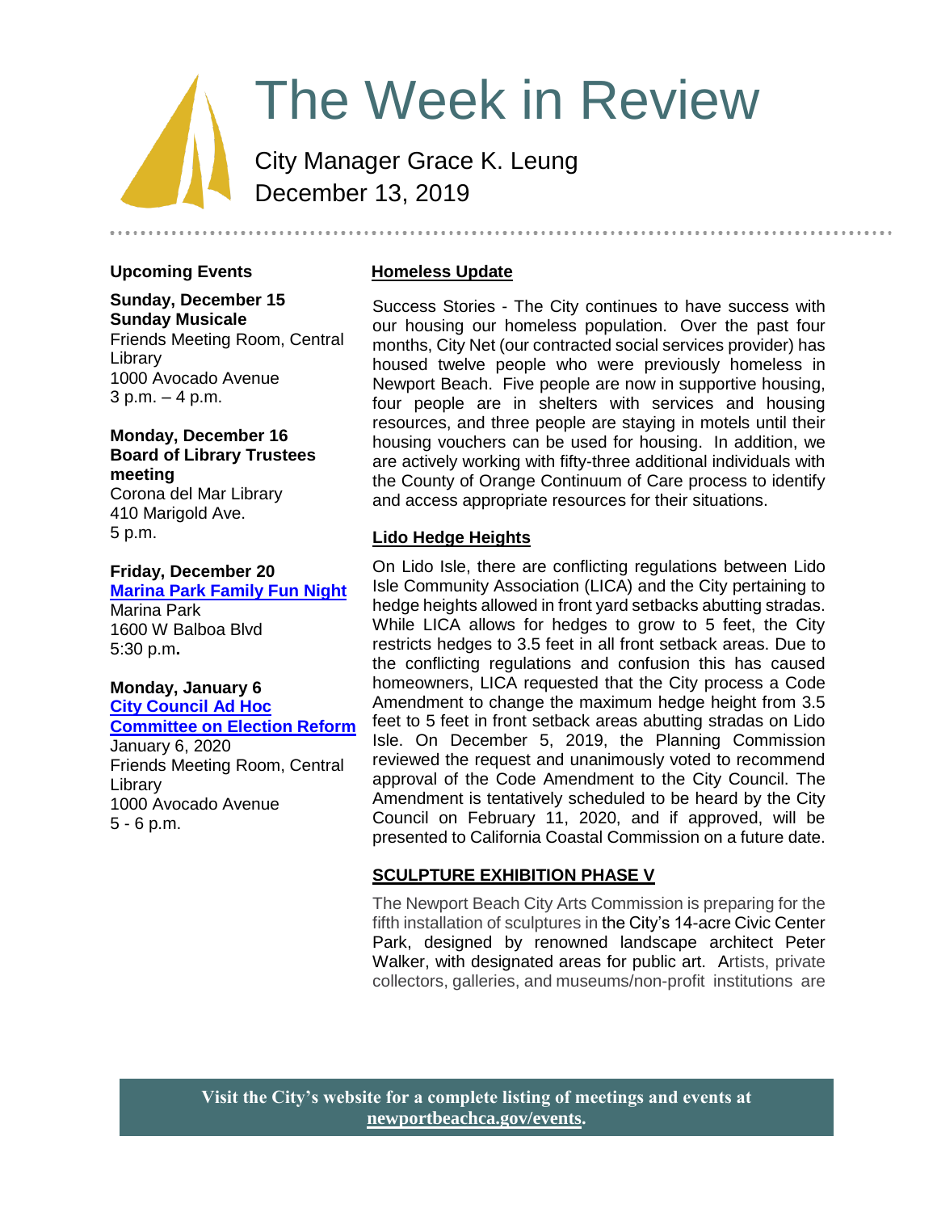# The Week in Review

City Manager Grace K. Leung
December 13, 2019

### Upcoming Events

**Sunday, December 15**
**Sunday Musicale**
Friends Meeting Room, Central Library
1000 Avocado Avenue
3 p.m. – 4 p.m.

**Monday, December 16**
**Board of Library Trustees meeting**
Corona del Mar Library
410 Marigold Ave.
5 p.m.

**Friday, December 20**
**Marina Park Family Fun Night**
Marina Park
1600 W Balboa Blvd
5:30 p.m.

**Monday, January 6**
**City Council Ad Hoc Committee on Election Reform**
January 6, 2020
Friends Meeting Room, Central Library
1000 Avocado Avenue
5 - 6 p.m.

### Homeless Update

Success Stories - The City continues to have success with our housing our homeless population. Over the past four months, City Net (our contracted social services provider) has housed twelve people who were previously homeless in Newport Beach. Five people are now in supportive housing, four people are in shelters with services and housing resources, and three people are staying in motels until their housing vouchers can be used for housing. In addition, we are actively working with fifty-three additional individuals with the County of Orange Continuum of Care process to identify and access appropriate resources for their situations.

### Lido Hedge Heights

On Lido Isle, there are conflicting regulations between Lido Isle Community Association (LICA) and the City pertaining to hedge heights allowed in front yard setbacks abutting stradas. While LICA allows for hedges to grow to 5 feet, the City restricts hedges to 3.5 feet in all front setback areas. Due to the conflicting regulations and confusion this has caused homeowners, LICA requested that the City process a Code Amendment to change the maximum hedge height from 3.5 feet to 5 feet in front setback areas abutting stradas on Lido Isle. On December 5, 2019, the Planning Commission reviewed the request and unanimously voted to recommend approval of the Code Amendment to the City Council. The Amendment is tentatively scheduled to be heard by the City Council on February 11, 2020, and if approved, will be presented to California Coastal Commission on a future date.

### SCULPTURE EXHIBITION PHASE V

The Newport Beach City Arts Commission is preparing for the fifth installation of sculptures in the City's 14-acre Civic Center Park, designed by renowned landscape architect Peter Walker, with designated areas for public art. Artists, private collectors, galleries, and museums/non-profit institutions are

**Visit the City's website for a complete listing of meetings and events at newportbeachca.gov/events.**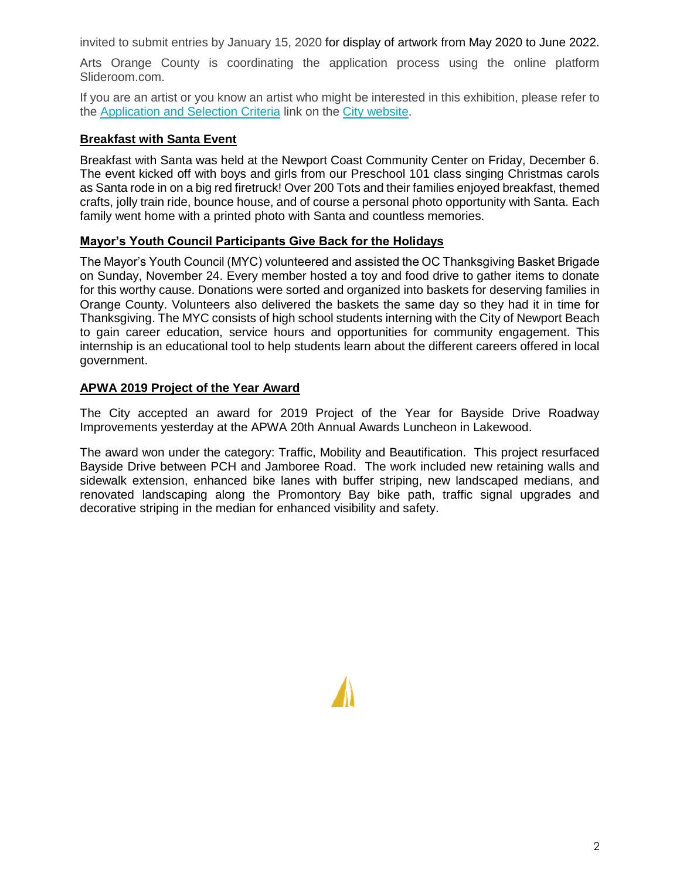invited to submit entries by January 15, 2020 for display of artwork from May 2020 to June 2022.

Arts Orange County is coordinating the application process using the online platform Slideroom.com.

If you are an artist or you know an artist who might be interested in this exhibition, please refer to the Application and Selection Criteria link on the City website.

## Breakfast with Santa Event

Breakfast with Santa was held at the Newport Coast Community Center on Friday, December 6. The event kicked off with boys and girls from our Preschool 101 class singing Christmas carols as Santa rode in on a big red firetruck! Over 200 Tots and their families enjoyed breakfast, themed crafts, jolly train ride, bounce house, and of course a personal photo opportunity with Santa. Each family went home with a printed photo with Santa and countless memories.

## Mayor's Youth Council Participants Give Back for the Holidays

The Mayor's Youth Council (MYC) volunteered and assisted the OC Thanksgiving Basket Brigade on Sunday, November 24. Every member hosted a toy and food drive to gather items to donate for this worthy cause. Donations were sorted and organized into baskets for deserving families in Orange County. Volunteers also delivered the baskets the same day so they had it in time for Thanksgiving. The MYC consists of high school students interning with the City of Newport Beach to gain career education, service hours and opportunities for community engagement. This internship is an educational tool to help students learn about the different careers offered in local government.

## APWA 2019 Project of the Year Award

The City accepted an award for 2019 Project of the Year for Bayside Drive Roadway Improvements yesterday at the APWA 20th Annual Awards Luncheon in Lakewood.

The award won under the category: Traffic, Mobility and Beautification. This project resurfaced Bayside Drive between PCH and Jamboree Road. The work included new retaining walls and sidewalk extension, enhanced bike lanes with buffer striping, new landscaped medians, and renovated landscaping along the Promontory Bay bike path, traffic signal upgrades and decorative striping in the median for enhanced visibility and safety.